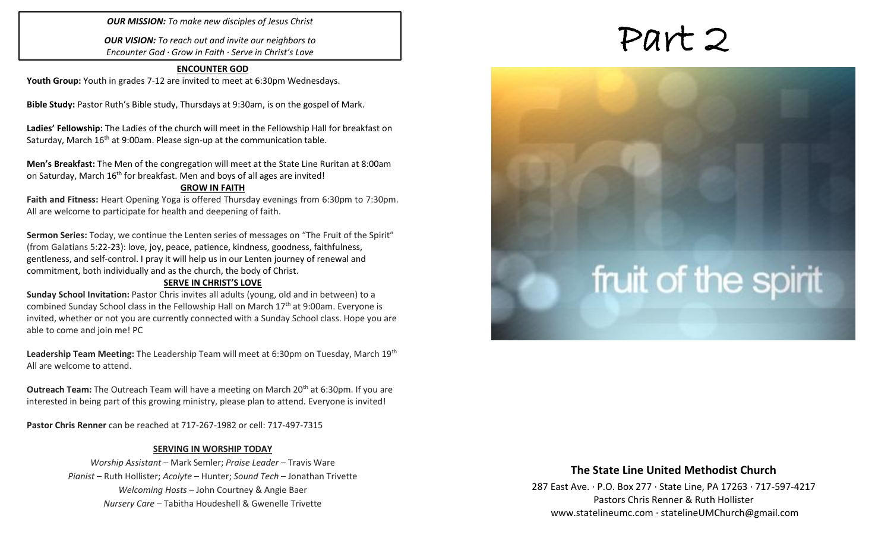*OUR MISSION: To make new disciples of Jesus Christ*

*OUR VISION: To reach out and invite our neighbors to Encounter God · Grow in Faith · Serve in Christ's Love*

## ENCOUNTER GOD

**Youth Group:** Youth in grades 7-12 are invited to meet at 6:30pm Wednesdays.

**Bible Study:** Pastor Ruth's Bible study, Thursdays at 9:30am, is on the gospel of Mark.

**Ladies' Fellowship:** The Ladies of the church will meet in the Fellowship Hall for breakfast on Saturday, March 16th at 9:00am. Please sign-up at the communication table.

**Men's Breakfast:** The Men of the congregation will meet at the State Line Ruritan at 8:00am on Saturday, March 16th for breakfast. Men and boys of all ages are invited!

## GROW IN FAITH

**Faith and Fitness:** Heart Opening Yoga is offered Thursday evenings from 6:30pm to 7:30pm. All are welcome to participate for health and deepening of faith.

**Sermon Series:** Today, we continue the Lenten series of messages on "The Fruit of the Spirit" (from Galatians 5:22-23): love, joy, peace, patience, kindness, goodness, faithfulness, gentleness, and self-control. I pray it will help us in our Lenten journey of renewal and commitment, both individually and as the church, the body of Christ.

## SERVE IN CHRIST'S LOVE

**Sunday School Invitation:** Pastor Chris invites all adults (young, old and in between) to a combined Sunday School class in the Fellowship Hall on March 17th at 9:00am. Everyone is invited, whether or not you are currently connected with a Sunday School class. Hope you are able to come and join me! PC

**Leadership Team Meeting:** The Leadership Team will meet at 6:30pm on Tuesday, March 19th All are welcome to attend.

**Outreach Team:** The Outreach Team will have a meeting on March 20th at 6:30pm. If you are interested in being part of this growing ministry, please plan to attend. Everyone is invited!

**Pastor Chris Renner** can be reached at 717-267-1982 or cell: 717-497-7315

## SERVING IN WORSHIP TODAY

*Worship Assistant* – Mark Semler; *Praise Leader* – Travis Ware
*Pianist* – Ruth Hollister; *Acolyte* – Hunter; *Sound Tech* – Jonathan Trivette
*Welcoming Hosts* – John Courtney & Angie Baer
*Nursery Care* – Tabitha Houdeshell & Gwenelle Trivette

# Part 2

fruit of the spirit

## The State Line United Methodist Church

287 East Ave. · P.O. Box 277 · State Line, PA 17263 · 717-597-4217
Pastors Chris Renner & Ruth Hollister
www.statelineumc.com · statelineUMChurch@gmail.com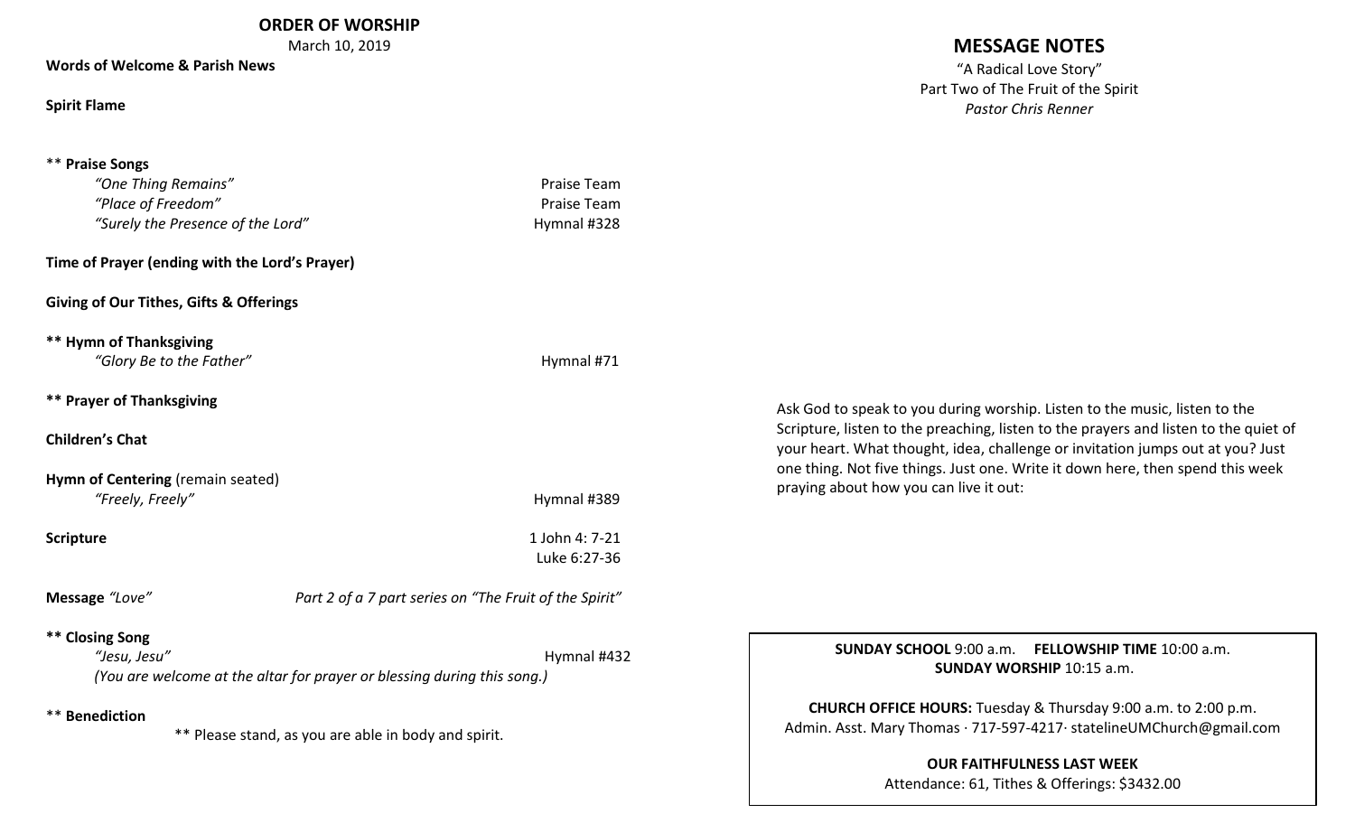## ORDER OF WORSHIP

March 10, 2019

**Words of Welcome & Parish News**

**Spirit Flame**

\*\* **Praise Songs**

| | |
|---|---|
| *"One Thing Remains"* | Praise Team |
| *"Place of Freedom"* | Praise Team |
| *"Surely the Presence of the Lord"* | Hymnal #328 |

**Time of Prayer (ending with the Lord's Prayer)**

**Giving of Our Tithes, Gifts & Offerings**

**\*\* Hymn of Thanksgiving**

*"Glory Be to the Father"* — Hymnal #71

**\*\* Prayer of Thanksgiving**

**Children's Chat**

**Hymn of Centering** (remain seated)

*"Freely, Freely"* — Hymnal #389

**Scripture** — 1 John 4: 7-21, Luke 6:27-36

**Message** *"Love"* — *Part 2 of a 7 part series on "The Fruit of the Spirit"*

**\*\* Closing Song**

*"Jesu, Jesu"* — Hymnal #432

*(You are welcome at the altar for prayer or blessing during this song.)*

\*\* **Benediction**

\*\* Please stand, as you are able in body and spirit.

## MESSAGE NOTES

"A Radical Love Story"

Part Two of The Fruit of the Spirit

*Pastor Chris Renner*

Ask God to speak to you during worship. Listen to the music, listen to the Scripture, listen to the preaching, listen to the prayers and listen to the quiet of your heart. What thought, idea, challenge or invitation jumps out at you? Just one thing. Not five things. Just one. Write it down here, then spend this week praying about how you can live it out:

**SUNDAY SCHOOL** 9:00 a.m. **FELLOWSHIP TIME** 10:00 a.m.
**SUNDAY WORSHIP** 10:15 a.m.

**CHURCH OFFICE HOURS:** Tuesday & Thursday 9:00 a.m. to 2:00 p.m.
Admin. Asst. Mary Thomas · 717-597-4217· statelineUMChurch@gmail.com

**OUR FAITHFULNESS LAST WEEK**
Attendance: 61, Tithes & Offerings: $3432.00